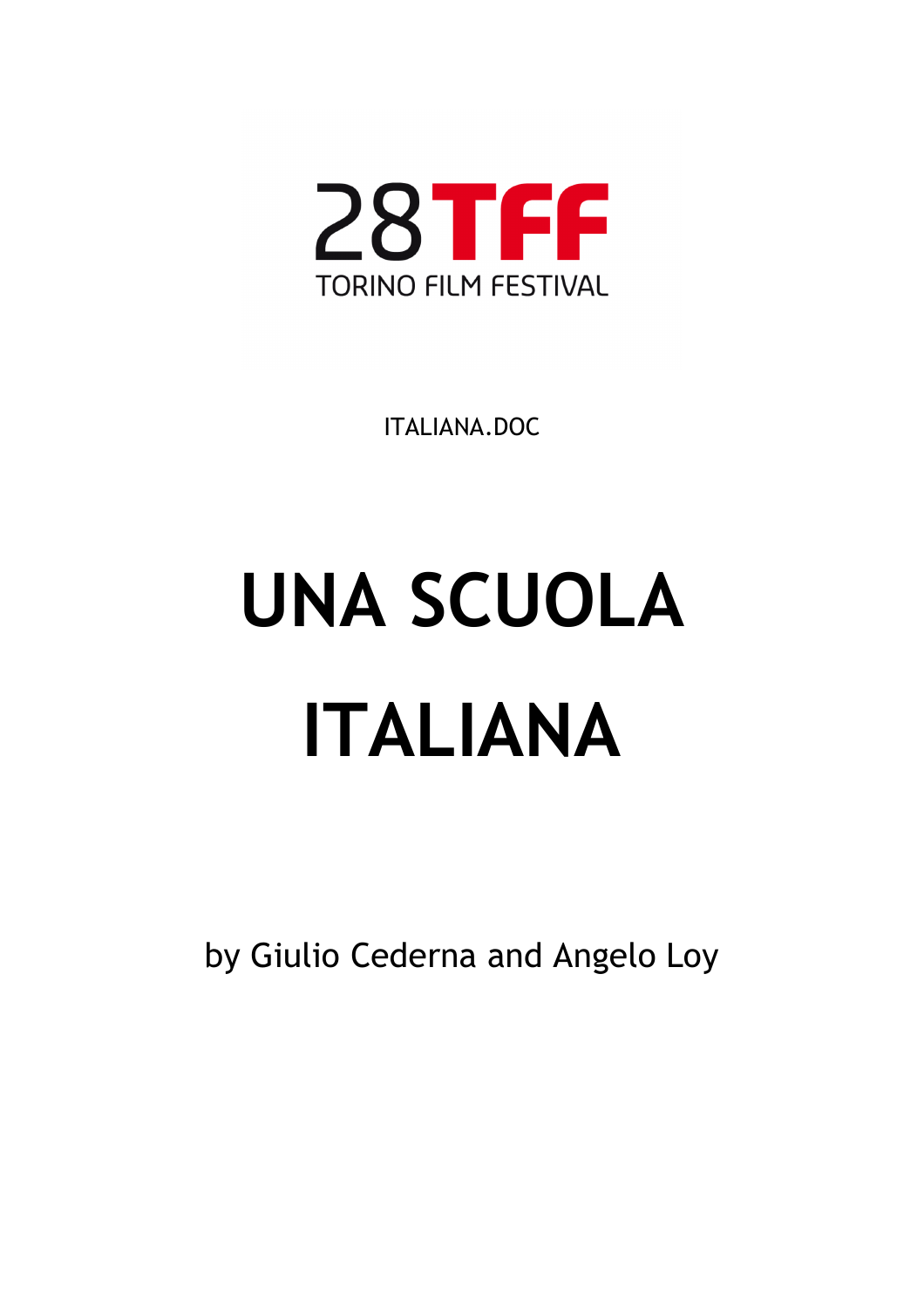28TFF

TORINO FILM FESTIVAL

ITALIANA.DOC

# UNA SCUOLA ITALIANA

by Giulio Cederna and Angelo Loy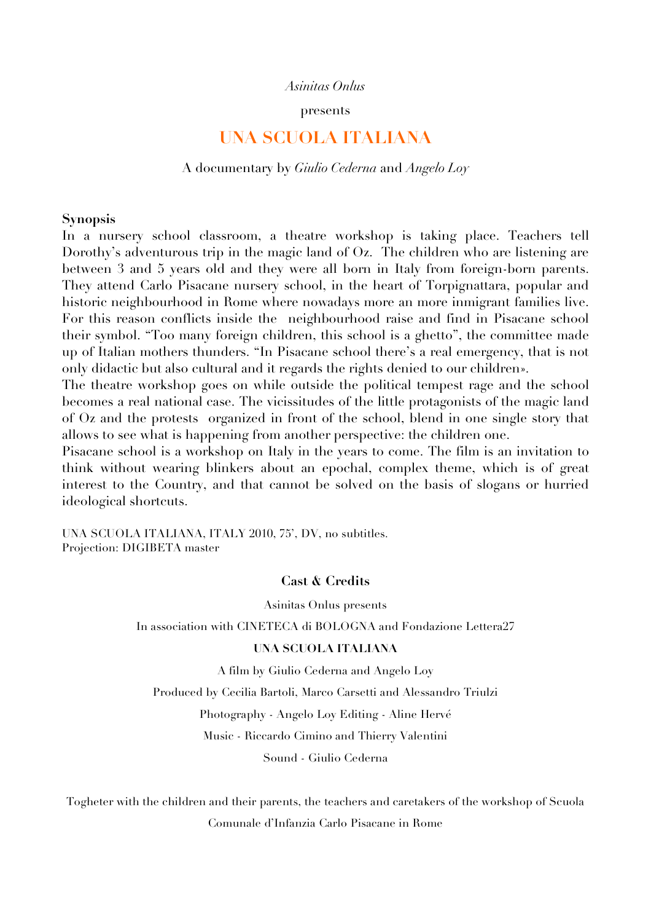*Asinitas Onlus*

presents

# UNA SCUOLA ITALIANA

A documentary by *Giulio Cederna* and *Angelo Loy*

**Synopsis**

In a nursery school classroom, a theatre workshop is taking place. Teachers tell Dorothy's adventurous trip in the magic land of Oz. The children who are listening are between 3 and 5 years old and they were all born in Italy from foreign-born parents. They attend Carlo Pisacane nursery school, in the heart of Torpignattara, popular and historic neighbourhood in Rome where nowadays more an more inmigrant families live. For this reason conflicts inside the neighbourhood raise and find in Pisacane school their symbol. "Too many foreign children, this school is a ghetto", the committee made up of Italian mothers thunders. "In Pisacane school there's a real emergency, that is not only didactic but also cultural and it regards the rights denied to our children».

The theatre workshop goes on while outside the political tempest rage and the school becomes a real national case. The vicissitudes of the little protagonists of the magic land of Oz and the protests organized in front of the school, blend in one single story that allows to see what is happening from another perspective: the children one.

Pisacane school is a workshop on Italy in the years to come. The film is an invitation to think without wearing blinkers about an epochal, complex theme, which is of great interest to the Country, and that cannot be solved on the basis of slogans or hurried ideological shortcuts.

UNA SCUOLA ITALIANA, ITALY 2010, 75', DV, no subtitles.
Projection: DIGIBETA master

**Cast & Credits**

Asinitas Onlus presents

In association with CINETECA di BOLOGNA and Fondazione Lettera27

**UNA SCUOLA ITALIANA**

A film by Giulio Cederna and Angelo Loy

Produced by Cecilia Bartoli, Marco Carsetti and Alessandro Triulzi

Photography - Angelo Loy Editing - Aline Hervé

Music - Riccardo Cimino and Thierry Valentini

Sound - Giulio Cederna

Togheter with the children and their parents, the teachers and caretakers of the workshop of Scuola Comunale d'Infanzia Carlo Pisacane in Rome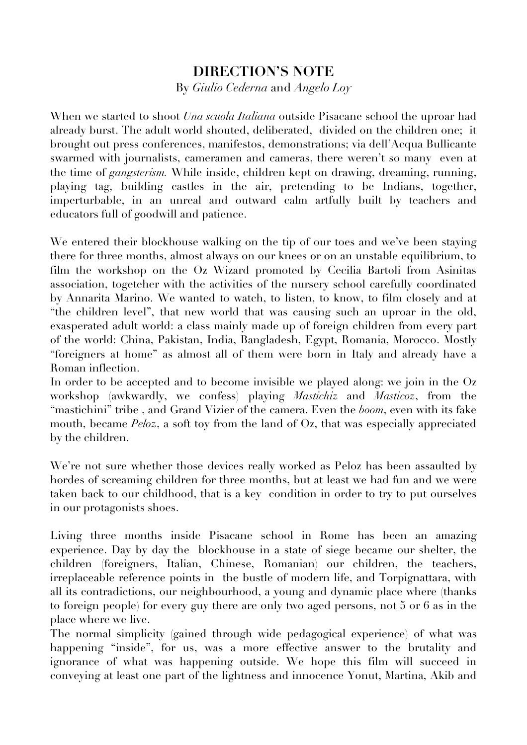## DIRECTION'S NOTE

By *Giulio Cederna* and *Angelo Loy*

When we started to shoot *Una scuola Italiana* outside Pisacane school the uproar had already burst. The adult world shouted, deliberated, divided on the children one; it brought out press conferences, manifestos, demonstrations; via dell'Acqua Bullicante swarmed with journalists, cameramen and cameras, there weren't so many even at the time of *gangsterism.* While inside, children kept on drawing, dreaming, running, playing tag, building castles in the air, pretending to be Indians, together, imperturbable, in an unreal and outward calm artfully built by teachers and educators full of goodwill and patience.

We entered their blockhouse walking on the tip of our toes and we've been staying there for three months, almost always on our knees or on an unstable equilibrium, to film the workshop on the Oz Wizard promoted by Cecilia Bartoli from Asinitas association, togeteher with the activities of the nursery school carefully coordinated by Annarita Marino. We wanted to watch, to listen, to know, to film closely and at "the children level", that new world that was causing such an uproar in the old, exasperated adult world: a class mainly made up of foreign children from every part of the world: China, Pakistan, India, Bangladesh, Egypt, Romania, Morocco. Mostly "foreigners at home" as almost all of them were born in Italy and already have a Roman inflection.
In order to be accepted and to become invisible we played along: we join in the Oz workshop (awkwardly, we confess) playing *Mastichiz* and *Masticoz*, from the "mastichini" tribe , and Grand Vizier of the camera. Even the *boom*, even with its fake mouth, became *Peloz*, a soft toy from the land of Oz, that was especially appreciated by the children.

We're not sure whether those devices really worked as Peloz has been assaulted by hordes of screaming children for three months, but at least we had fun and we were taken back to our childhood, that is a key condition in order to try to put ourselves in our protagonists shoes.

Living three months inside Pisacane school in Rome has been an amazing experience. Day by day the blockhouse in a state of siege became our shelter, the children (foreigners, Italian, Chinese, Romanian) our children, the teachers, irreplaceable reference points in the bustle of modern life, and Torpignattara, with all its contradictions, our neighbourhood, a young and dynamic place where (thanks to foreign people) for every guy there are only two aged persons, not 5 or 6 as in the place where we live.
The normal simplicity (gained through wide pedagogical experience) of what was happening "inside", for us, was a more effective answer to the brutality and ignorance of what was happening outside. We hope this film will succeed in conveying at least one part of the lightness and innocence Yonut, Martina, Akib and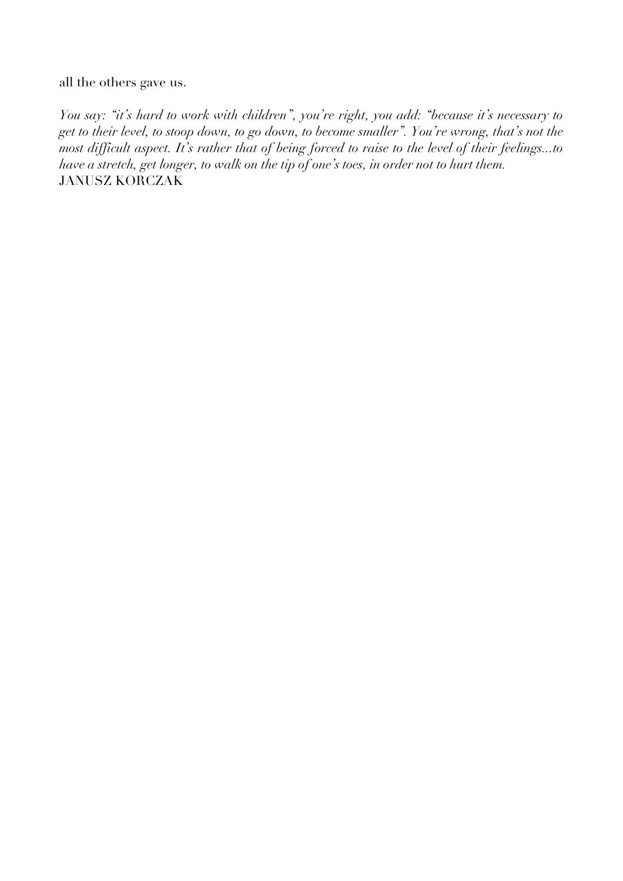all the others gave us.

*You say: "it's hard to work with children", you're right, you add: "because it's necessary to get to their level, to stoop down, to go down, to become smaller". You're wrong, that's not the most difficult aspect. It's rather that of being forced to raise to the level of their feelings...to have a stretch, get longer, to walk on the tip of one's toes, in order not to hurt them.*
JANUSZ KORCZAK